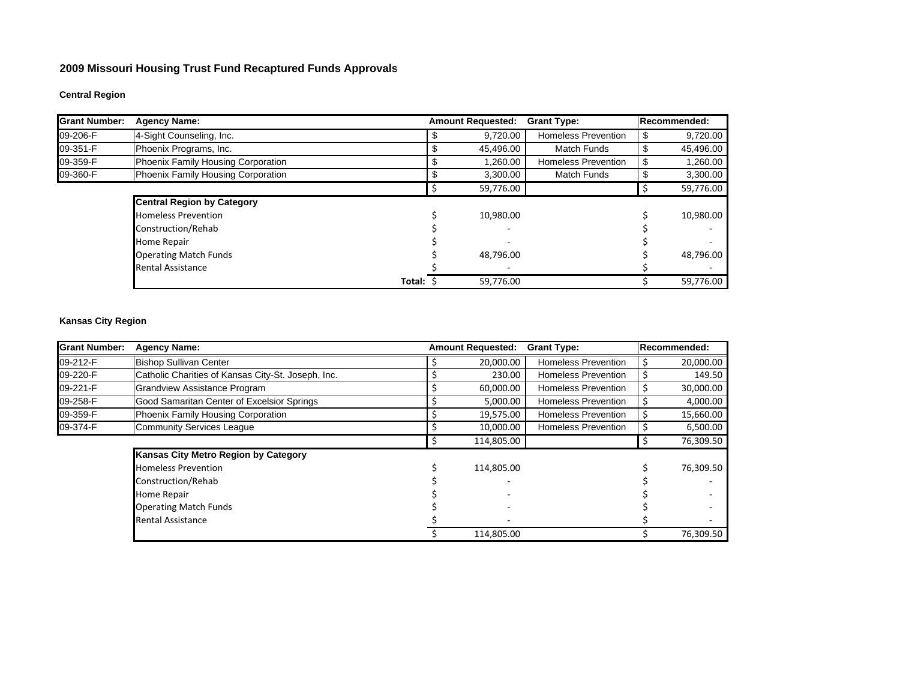# 2009 Missouri Housing Trust Fund Recaptured Funds Approvals

## Central Region

| Grant Number: | Agency Name: | Amount Requested: | Grant Type: | Recommended: |
|---|---|---|---|---|
| 09-206-F | 4-Sight Counseling, Inc. | $ 9,720.00 | Homeless Prevention | $ 9,720.00 |
| 09-351-F | Phoenix Programs, Inc. | $ 45,496.00 | Match Funds | $ 45,496.00 |
| 09-359-F | Phoenix Family Housing Corporation | $ 1,260.00 | Homeless Prevention | $ 1,260.00 |
| 09-360-F | Phoenix Family Housing Corporation | $ 3,300.00 | Match Funds | $ 3,300.00 |
| | | $ 59,776.00 | | $ 59,776.00 |
| | **Central Region by Category** | | | |
| | Homeless Prevention | $ 10,980.00 | | $ 10,980.00 |
| | Construction/Rehab | $ - | | $ - |
| | Home Repair | $ - | | $ - |
| | Operating Match Funds | $ 48,796.00 | | $ 48,796.00 |
| | Rental Assistance | $ - | | $ - |
| | **Total:** | $ 59,776.00 | | $ 59,776.00 |

## Kansas City Region

| Grant Number: | Agency Name: | Amount Requested: | Grant Type: | Recommended: |
|---|---|---|---|---|
| 09-212-F | Bishop Sullivan Center | $ 20,000.00 | Homeless Prevention | $ 20,000.00 |
| 09-220-F | Catholic Charities of Kansas City-St. Joseph, Inc. | $ 230.00 | Homeless Prevention | $ 149.50 |
| 09-221-F | Grandview Assistance Program | $ 60,000.00 | Homeless Prevention | $ 30,000.00 |
| 09-258-F | Good Samaritan Center of Excelsior Springs | $ 5,000.00 | Homeless Prevention | $ 4,000.00 |
| 09-359-F | Phoenix Family Housing Corporation | $ 19,575.00 | Homeless Prevention | $ 15,660.00 |
| 09-374-F | Community Services League | $ 10,000.00 | Homeless Prevention | $ 6,500.00 |
| | | $ 114,805.00 | | $ 76,309.50 |
| | **Kansas City Metro Region by Category** | | | |
| | Homeless Prevention | $ 114,805.00 | | $ 76,309.50 |
| | Construction/Rehab | $ - | | $ - |
| | Home Repair | $ - | | $ - |
| | Operating Match Funds | $ - | | $ - |
| | Rental Assistance | $ - | | $ - |
| | | $ 114,805.00 | | $ 76,309.50 |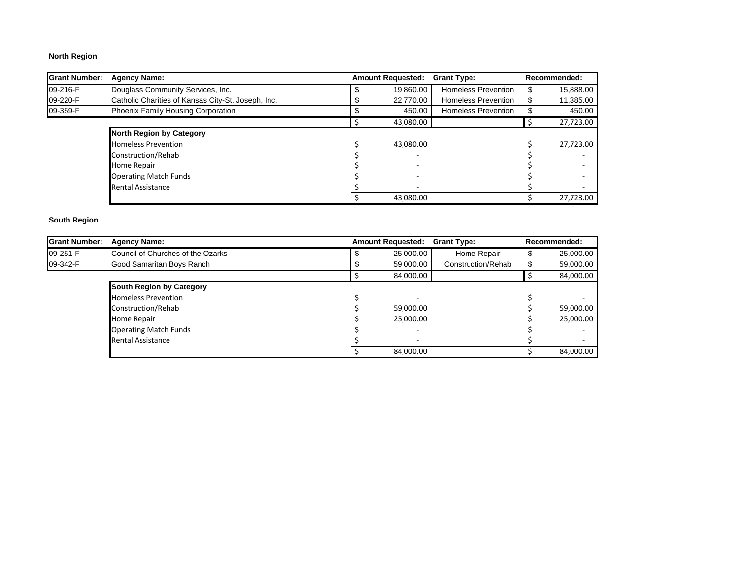**North Region**

| Grant Number: | Agency Name: | Amount Requested: | Grant Type: | Recommended: |
|---|---|---|---|---|
| 09-216-F | Douglass Community Services, Inc. | $ 19,860.00 | Homeless Prevention | $ 15,888.00 |
| 09-220-F | Catholic Charities of Kansas City-St. Joseph, Inc. | $ 22,770.00 | Homeless Prevention | $ 11,385.00 |
| 09-359-F | Phoenix Family Housing Corporation | $ 450.00 | Homeless Prevention | $ 450.00 |
| | | $ 43,080.00 | | $ 27,723.00 |
| | **North Region by Category** | | | |
| | Homeless Prevention | $ 43,080.00 | | $ 27,723.00 |
| | Construction/Rehab | $ - | | $ - |
| | Home Repair | $ - | | $ - |
| | Operating Match Funds | $ - | | $ - |
| | Rental Assistance | $ - | | $ - |
| | | $ 43,080.00 | | $ 27,723.00 |

**South Region**

| Grant Number: | Agency Name: | Amount Requested: | Grant Type: | Recommended: |
|---|---|---|---|---|
| 09-251-F | Council of Churches of the Ozarks | $ 25,000.00 | Home Repair | $ 25,000.00 |
| 09-342-F | Good Samaritan Boys Ranch | $ 59,000.00 | Construction/Rehab | $ 59,000.00 |
| | | $ 84,000.00 | | $ 84,000.00 |
| | **South Region by Category** | | | |
| | Homeless Prevention | $ - | | $ - |
| | Construction/Rehab | $ 59,000.00 | | $ 59,000.00 |
| | Home Repair | $ 25,000.00 | | $ 25,000.00 |
| | Operating Match Funds | $ - | | $ - |
| | Rental Assistance | $ - | | $ - |
| | | $ 84,000.00 | | $ 84,000.00 |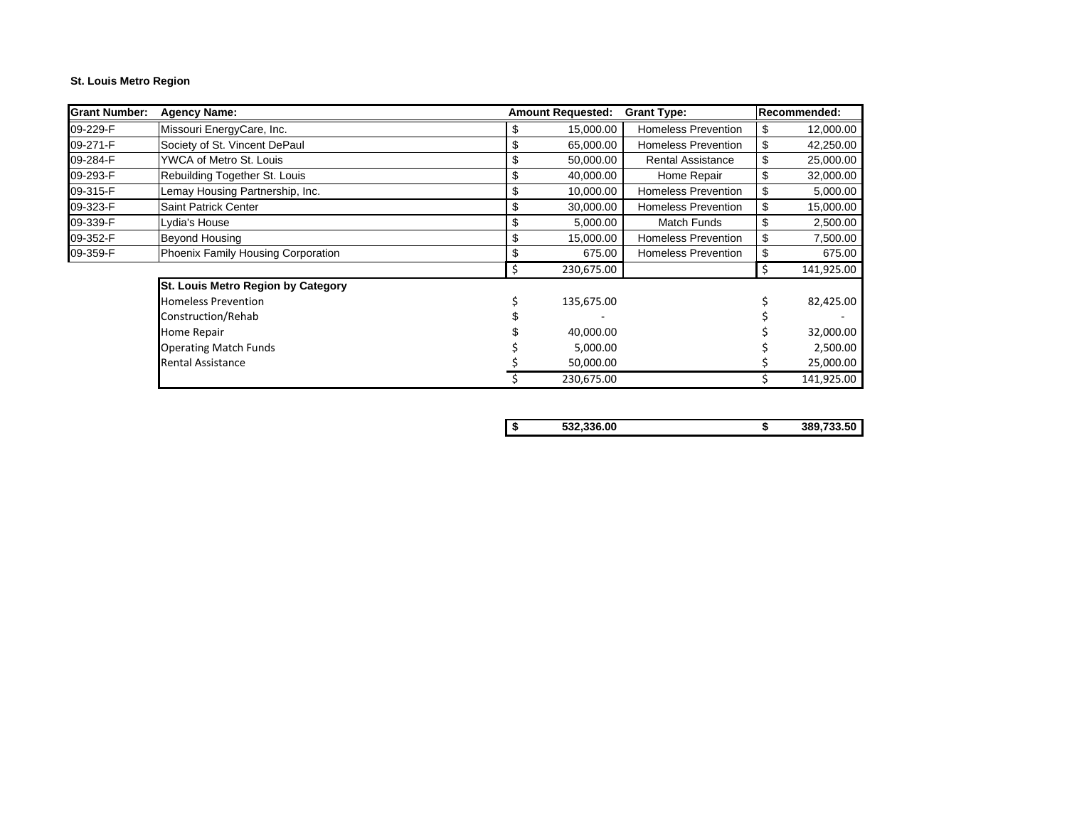**St. Louis Metro Region**

| Grant Number: | Agency Name: | Amount Requested: | Grant Type: | Recommended: |
|---|---|---|---|---|
| 09-229-F | Missouri EnergyCare, Inc. | $ 15,000.00 | Homeless Prevention | $ 12,000.00 |
| 09-271-F | Society of St. Vincent DePaul | $ 65,000.00 | Homeless Prevention | $ 42,250.00 |
| 09-284-F | YWCA of Metro St. Louis | $ 50,000.00 | Rental Assistance | $ 25,000.00 |
| 09-293-F | Rebuilding Together St. Louis | $ 40,000.00 | Home Repair | $ 32,000.00 |
| 09-315-F | Lemay Housing Partnership, Inc. | $ 10,000.00 | Homeless Prevention | $ 5,000.00 |
| 09-323-F | Saint Patrick Center | $ 30,000.00 | Homeless Prevention | $ 15,000.00 |
| 09-339-F | Lydia's House | $ 5,000.00 | Match Funds | $ 2,500.00 |
| 09-352-F | Beyond Housing | $ 15,000.00 | Homeless Prevention | $ 7,500.00 |
| 09-359-F | Phoenix Family Housing Corporation | $ 675.00 | Homeless Prevention | $ 675.00 |
| | | $ 230,675.00 | | $ 141,925.00 |

| St. Louis Metro Region by Category | Amount Requested | Recommended |
|---|---|---|
| Homeless Prevention | $ 135,675.00 | $ 82,425.00 |
| Construction/Rehab | $ - | $ - |
| Home Repair | $ 40,000.00 | $ 32,000.00 |
| Operating Match Funds | $ 5,000.00 | $ 2,500.00 |
| Rental Assistance | $ 50,000.00 | $ 25,000.00 |
| | $ 230,675.00 | $ 141,925.00 |

| | |
|---|---|
| **$ 532,336.00** | **$ 389,733.50** |